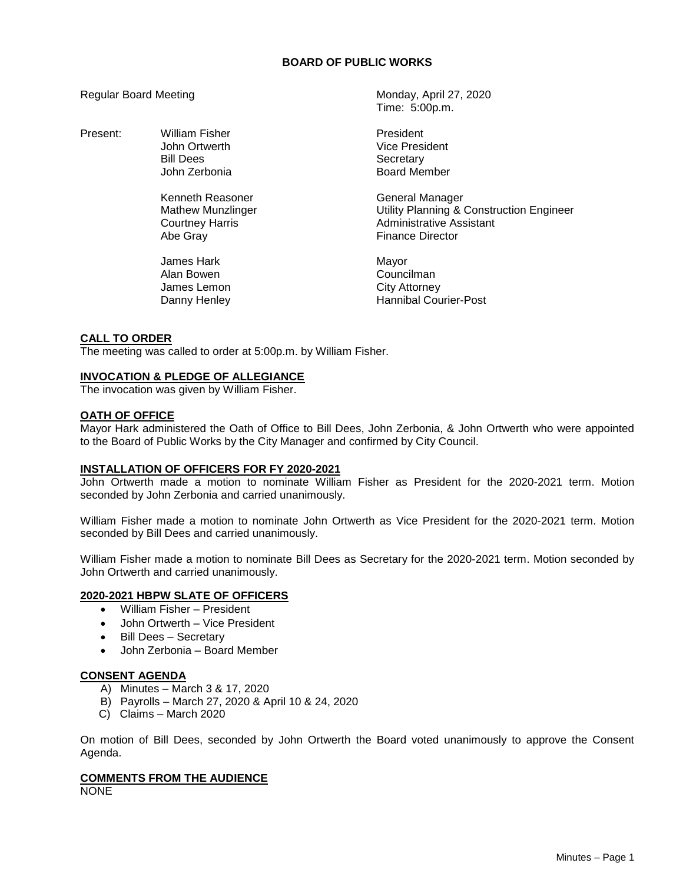# BOARD OF PUBLIC WORKS

Regular Board Meeting — Monday, April 27, 2020
Time: 5:00p.m.

| Present: | | |
|---|---|---|
| | William Fisher | President |
| | John Ortwerth | Vice President |
| | Bill Dees | Secretary |
| | John Zerbonia | Board Member |
| | Kenneth Reasoner | General Manager |
| | Mathew Munzlinger | Utility Planning & Construction Engineer |
| | Courtney Harris | Administrative Assistant |
| | Abe Gray | Finance Director |
| | James Hark | Mayor |
| | Alan Bowen | Councilman |
| | James Lemon | City Attorney |
| | Danny Henley | Hannibal Courier-Post |

**CALL TO ORDER**

The meeting was called to order at 5:00p.m. by William Fisher.

**INVOCATION & PLEDGE OF ALLEGIANCE**

The invocation was given by William Fisher.

**OATH OF OFFICE**

Mayor Hark administered the Oath of Office to Bill Dees, John Zerbonia, & John Ortwerth who were appointed to the Board of Public Works by the City Manager and confirmed by City Council.

**INSTALLATION OF OFFICERS FOR FY 2020-2021**

John Ortwerth made a motion to nominate William Fisher as President for the 2020-2021 term. Motion seconded by John Zerbonia and carried unanimously.

William Fisher made a motion to nominate John Ortwerth as Vice President for the 2020-2021 term. Motion seconded by Bill Dees and carried unanimously.

William Fisher made a motion to nominate Bill Dees as Secretary for the 2020-2021 term. Motion seconded by John Ortwerth and carried unanimously.

**2020-2021 HBPW SLATE OF OFFICERS**

- William Fisher – President
- John Ortwerth – Vice President
- Bill Dees – Secretary
- John Zerbonia – Board Member

**CONSENT AGENDA**

A) Minutes – March 3 & 17, 2020
B) Payrolls – March 27, 2020 & April 10 & 24, 2020
C) Claims – March 2020

On motion of Bill Dees, seconded by John Ortwerth the Board voted unanimously to approve the Consent Agenda.

**COMMENTS FROM THE AUDIENCE**

NONE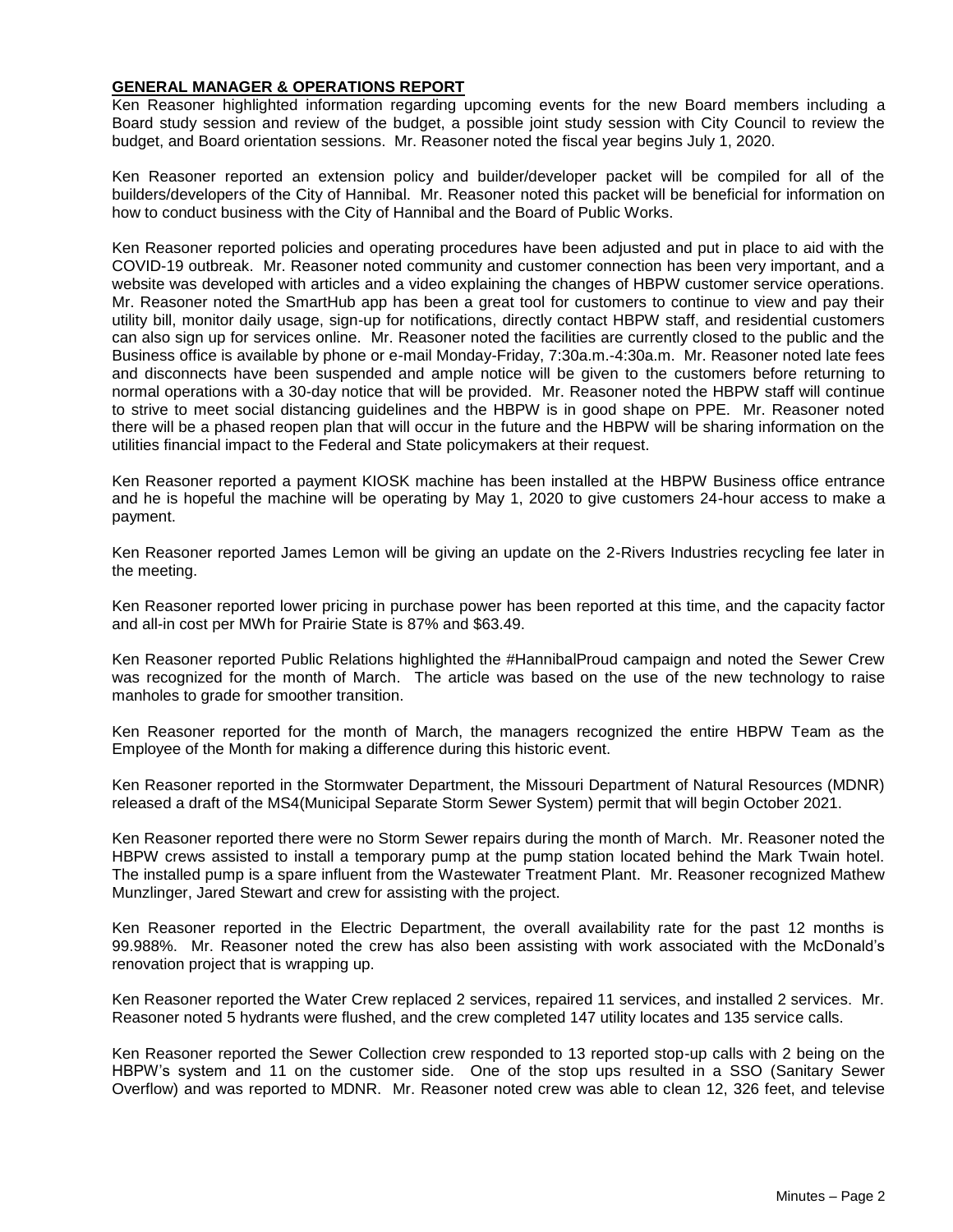## GENERAL MANAGER & OPERATIONS REPORT

Ken Reasoner highlighted information regarding upcoming events for the new Board members including a Board study session and review of the budget, a possible joint study session with City Council to review the budget, and Board orientation sessions. Mr. Reasoner noted the fiscal year begins July 1, 2020.

Ken Reasoner reported an extension policy and builder/developer packet will be compiled for all of the builders/developers of the City of Hannibal. Mr. Reasoner noted this packet will be beneficial for information on how to conduct business with the City of Hannibal and the Board of Public Works.

Ken Reasoner reported policies and operating procedures have been adjusted and put in place to aid with the COVID-19 outbreak. Mr. Reasoner noted community and customer connection has been very important, and a website was developed with articles and a video explaining the changes of HBPW customer service operations. Mr. Reasoner noted the SmartHub app has been a great tool for customers to continue to view and pay their utility bill, monitor daily usage, sign-up for notifications, directly contact HBPW staff, and residential customers can also sign up for services online. Mr. Reasoner noted the facilities are currently closed to the public and the Business office is available by phone or e-mail Monday-Friday, 7:30a.m.-4:30a.m. Mr. Reasoner noted late fees and disconnects have been suspended and ample notice will be given to the customers before returning to normal operations with a 30-day notice that will be provided. Mr. Reasoner noted the HBPW staff will continue to strive to meet social distancing guidelines and the HBPW is in good shape on PPE. Mr. Reasoner noted there will be a phased reopen plan that will occur in the future and the HBPW will be sharing information on the utilities financial impact to the Federal and State policymakers at their request.

Ken Reasoner reported a payment KIOSK machine has been installed at the HBPW Business office entrance and he is hopeful the machine will be operating by May 1, 2020 to give customers 24-hour access to make a payment.

Ken Reasoner reported James Lemon will be giving an update on the 2-Rivers Industries recycling fee later in the meeting.

Ken Reasoner reported lower pricing in purchase power has been reported at this time, and the capacity factor and all-in cost per MWh for Prairie State is 87% and $63.49.

Ken Reasoner reported Public Relations highlighted the #HannibalProud campaign and noted the Sewer Crew was recognized for the month of March. The article was based on the use of the new technology to raise manholes to grade for smoother transition.

Ken Reasoner reported for the month of March, the managers recognized the entire HBPW Team as the Employee of the Month for making a difference during this historic event.

Ken Reasoner reported in the Stormwater Department, the Missouri Department of Natural Resources (MDNR) released a draft of the MS4(Municipal Separate Storm Sewer System) permit that will begin October 2021.

Ken Reasoner reported there were no Storm Sewer repairs during the month of March. Mr. Reasoner noted the HBPW crews assisted to install a temporary pump at the pump station located behind the Mark Twain hotel. The installed pump is a spare influent from the Wastewater Treatment Plant. Mr. Reasoner recognized Mathew Munzlinger, Jared Stewart and crew for assisting with the project.

Ken Reasoner reported in the Electric Department, the overall availability rate for the past 12 months is 99.988%. Mr. Reasoner noted the crew has also been assisting with work associated with the McDonald's renovation project that is wrapping up.

Ken Reasoner reported the Water Crew replaced 2 services, repaired 11 services, and installed 2 services. Mr. Reasoner noted 5 hydrants were flushed, and the crew completed 147 utility locates and 135 service calls.

Ken Reasoner reported the Sewer Collection crew responded to 13 reported stop-up calls with 2 being on the HBPW's system and 11 on the customer side. One of the stop ups resulted in a SSO (Sanitary Sewer Overflow) and was reported to MDNR. Mr. Reasoner noted crew was able to clean 12, 326 feet, and televise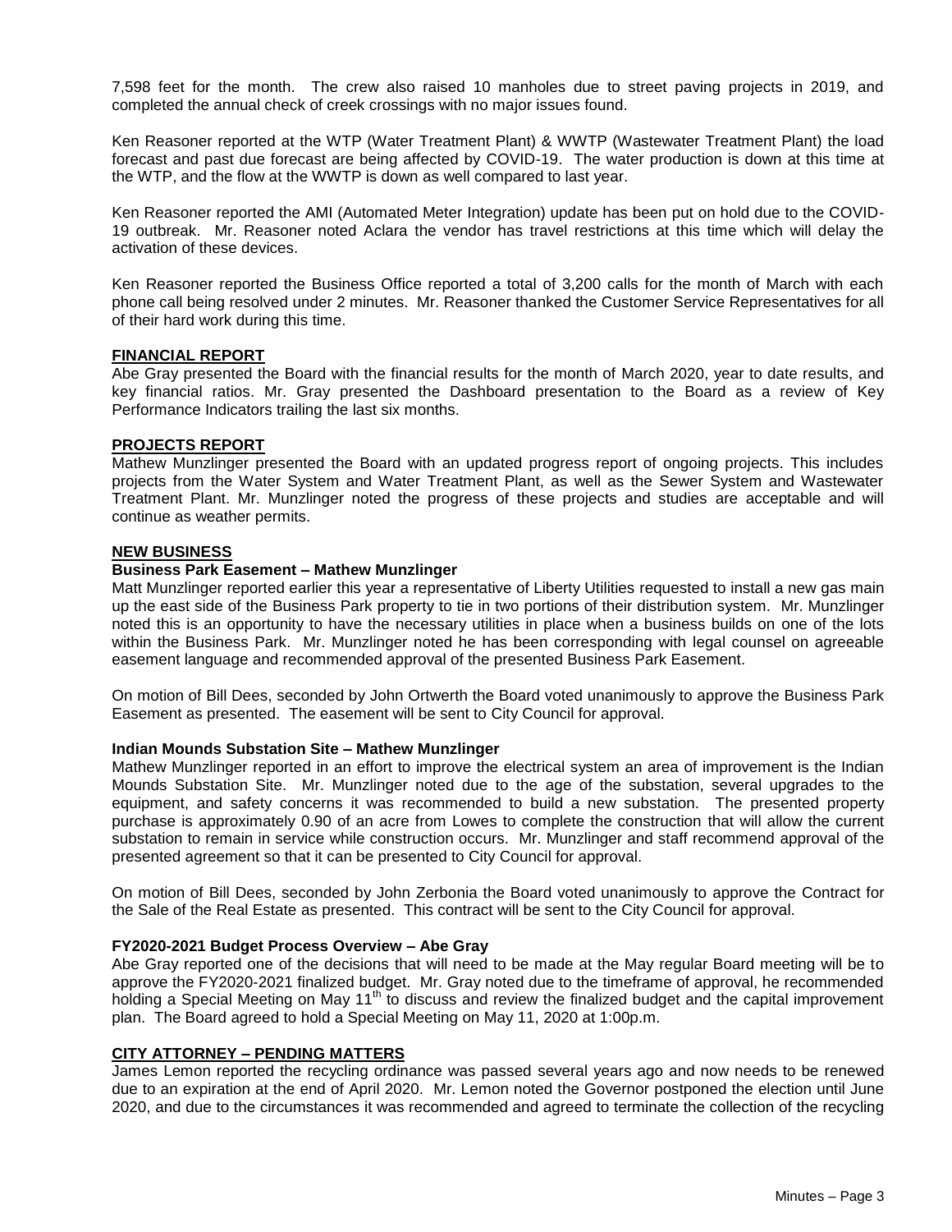7,598 feet for the month. The crew also raised 10 manholes due to street paving projects in 2019, and completed the annual check of creek crossings with no major issues found.

Ken Reasoner reported at the WTP (Water Treatment Plant) & WWTP (Wastewater Treatment Plant) the load forecast and past due forecast are being affected by COVID-19. The water production is down at this time at the WTP, and the flow at the WWTP is down as well compared to last year.

Ken Reasoner reported the AMI (Automated Meter Integration) update has been put on hold due to the COVID-19 outbreak. Mr. Reasoner noted Aclara the vendor has travel restrictions at this time which will delay the activation of these devices.

Ken Reasoner reported the Business Office reported a total of 3,200 calls for the month of March with each phone call being resolved under 2 minutes. Mr. Reasoner thanked the Customer Service Representatives for all of their hard work during this time.

## FINANCIAL REPORT

Abe Gray presented the Board with the financial results for the month of March 2020, year to date results, and key financial ratios. Mr. Gray presented the Dashboard presentation to the Board as a review of Key Performance Indicators trailing the last six months.

## PROJECTS REPORT

Mathew Munzlinger presented the Board with an updated progress report of ongoing projects. This includes projects from the Water System and Water Treatment Plant, as well as the Sewer System and Wastewater Treatment Plant. Mr. Munzlinger noted the progress of these projects and studies are acceptable and will continue as weather permits.

## NEW BUSINESS

### Business Park Easement – Mathew Munzlinger

Matt Munzlinger reported earlier this year a representative of Liberty Utilities requested to install a new gas main up the east side of the Business Park property to tie in two portions of their distribution system. Mr. Munzlinger noted this is an opportunity to have the necessary utilities in place when a business builds on one of the lots within the Business Park. Mr. Munzlinger noted he has been corresponding with legal counsel on agreeable easement language and recommended approval of the presented Business Park Easement.

On motion of Bill Dees, seconded by John Ortwerth the Board voted unanimously to approve the Business Park Easement as presented. The easement will be sent to City Council for approval.

### Indian Mounds Substation Site – Mathew Munzlinger

Mathew Munzlinger reported in an effort to improve the electrical system an area of improvement is the Indian Mounds Substation Site. Mr. Munzlinger noted due to the age of the substation, several upgrades to the equipment, and safety concerns it was recommended to build a new substation. The presented property purchase is approximately 0.90 of an acre from Lowes to complete the construction that will allow the current substation to remain in service while construction occurs. Mr. Munzlinger and staff recommend approval of the presented agreement so that it can be presented to City Council for approval.

On motion of Bill Dees, seconded by John Zerbonia the Board voted unanimously to approve the Contract for the Sale of the Real Estate as presented. This contract will be sent to the City Council for approval.

### FY2020-2021 Budget Process Overview – Abe Gray

Abe Gray reported one of the decisions that will need to be made at the May regular Board meeting will be to approve the FY2020-2021 finalized budget. Mr. Gray noted due to the timeframe of approval, he recommended holding a Special Meeting on May 11th to discuss and review the finalized budget and the capital improvement plan. The Board agreed to hold a Special Meeting on May 11, 2020 at 1:00p.m.

## CITY ATTORNEY – PENDING MATTERS

James Lemon reported the recycling ordinance was passed several years ago and now needs to be renewed due to an expiration at the end of April 2020. Mr. Lemon noted the Governor postponed the election until June 2020, and due to the circumstances it was recommended and agreed to terminate the collection of the recycling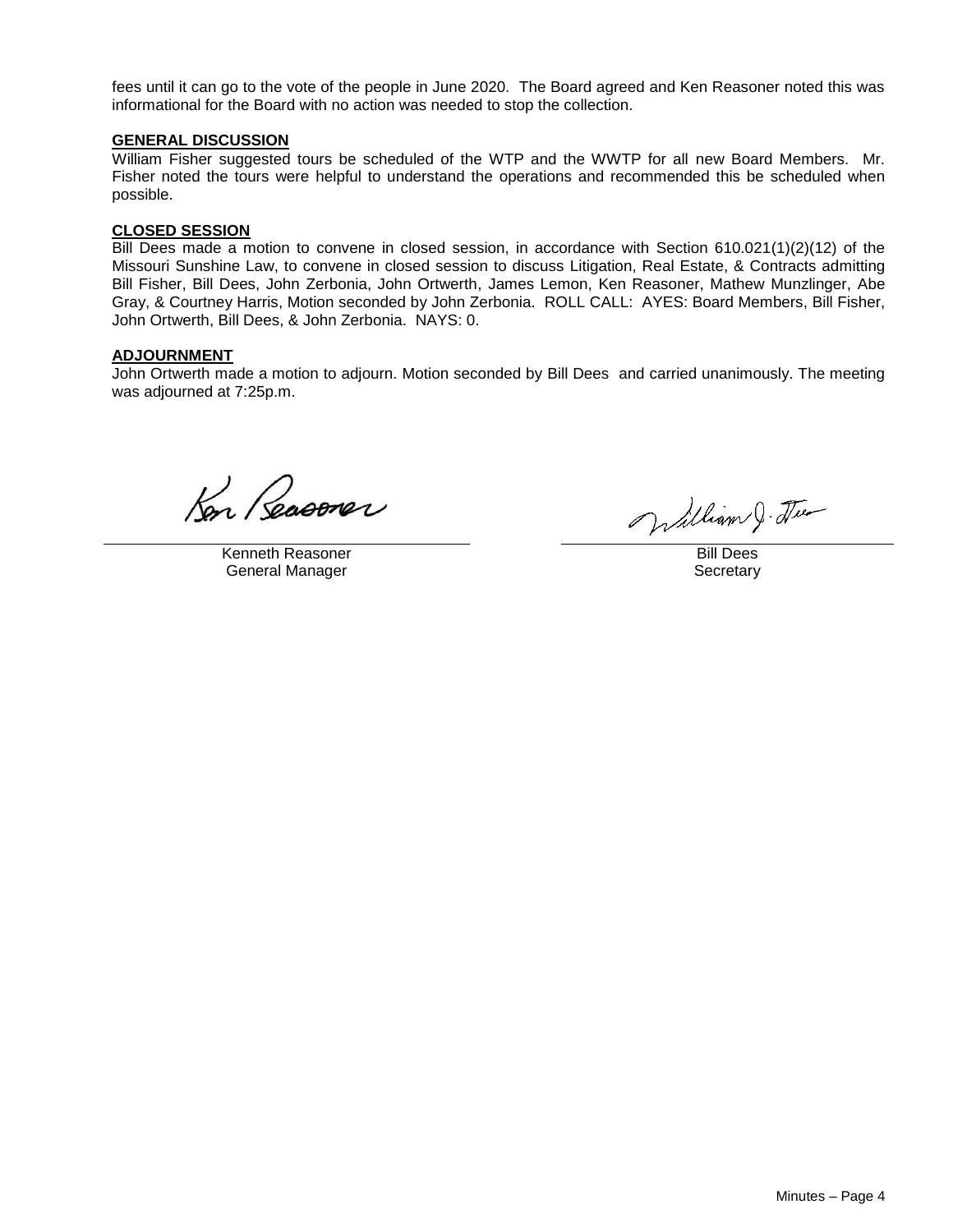fees until it can go to the vote of the people in June 2020. The Board agreed and Ken Reasoner noted this was informational for the Board with no action was needed to stop the collection.

**GENERAL DISCUSSION**

William Fisher suggested tours be scheduled of the WTP and the WWTP for all new Board Members. Mr. Fisher noted the tours were helpful to understand the operations and recommended this be scheduled when possible.

**CLOSED SESSION**

Bill Dees made a motion to convene in closed session, in accordance with Section 610.021(1)(2)(12) of the Missouri Sunshine Law, to convene in closed session to discuss Litigation, Real Estate, & Contracts admitting Bill Fisher, Bill Dees, John Zerbonia, John Ortwerth, James Lemon, Ken Reasoner, Mathew Munzlinger, Abe Gray, & Courtney Harris, Motion seconded by John Zerbonia. ROLL CALL: AYES: Board Members, Bill Fisher, John Ortwerth, Bill Dees, & John Zerbonia. NAYS: 0.

**ADJOURNMENT**

John Ortwerth made a motion to adjourn. Motion seconded by Bill Dees and carried unanimously. The meeting was adjourned at 7:25p.m.

Kenneth Reasoner
General Manager

Bill Dees
Secretary